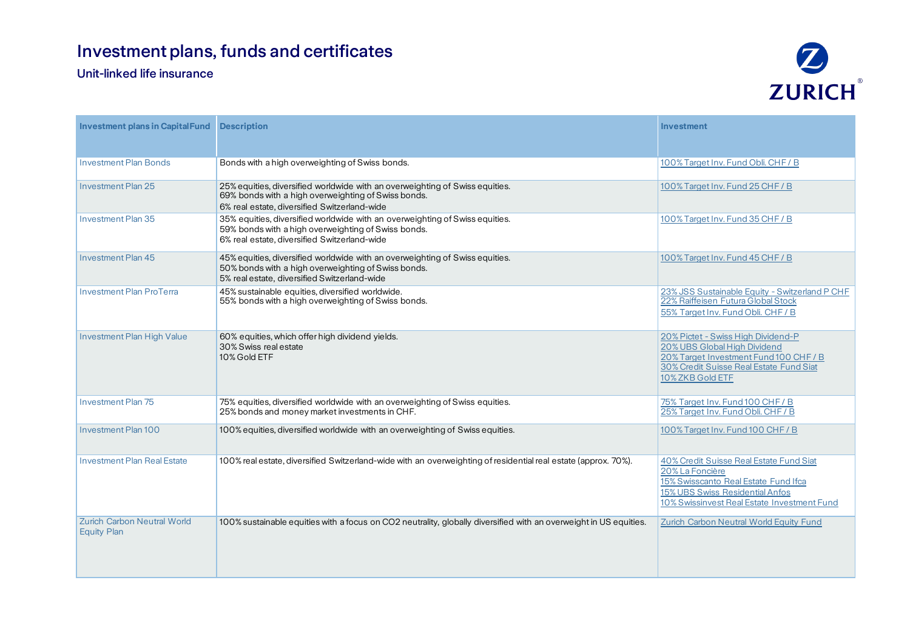# Investment plans, funds and certificates

## Unit-linked life insurance

| Investment plans in CapitalFund | Description | Investment |
|---|---|---|
| Investment Plan Bonds | Bonds with a high overweighting of Swiss bonds. | 100% Target Inv. Fund Obli. CHF / B |
| Investment Plan 25 | 25% equities, diversified worldwide with an overweighting of Swiss equities.<br>69% bonds with a high overweighting of Swiss bonds.<br>6% real estate, diversified Switzerland-wide | 100% Target Inv. Fund 25 CHF / B |
| Investment Plan 35 | 35% equities, diversified worldwide with an overweighting of Swiss equities.<br>59% bonds with a high overweighting of Swiss bonds.<br>6% real estate, diversified Switzerland-wide | 100% Target Inv. Fund 35 CHF / B |
| Investment Plan 45 | 45% equities, diversified worldwide with an overweighting of Swiss equities.<br>50% bonds with a high overweighting of Swiss bonds.<br>5% real estate, diversified Switzerland-wide | 100% Target Inv. Fund 45 CHF / B |
| Investment Plan ProTerra | 45% sustainable equities, diversified worldwide.<br>55% bonds with a high overweighting of Swiss bonds. | 23% JSS Sustainable Equity - Switzerland P CHF<br>22% Raiffeisen Futura Global Stock<br>55% Target Inv. Fund Obli. CHF / B |
| Investment Plan High Value | 60% equities, which offer high dividend yields.<br>30% Swiss real estate<br>10% Gold ETF | 20% Pictet - Swiss High Dividend-P<br>20% UBS Global High Dividend<br>20% Target Investment Fund 100 CHF / B<br>30% Credit Suisse Real Estate Fund Siat<br>10% ZKB Gold ETF |
| Investment Plan 75 | 75% equities, diversified worldwide with an overweighting of Swiss equities.<br>25% bonds and money market investments in CHF. | 75% Target Inv. Fund 100 CHF / B<br>25% Target Inv. Fund Obli. CHF / B |
| Investment Plan 100 | 100% equities, diversified worldwide with an overweighting of Swiss equities. | 100% Target Inv. Fund 100 CHF / B |
| Investment Plan Real Estate | 100% real estate, diversified Switzerland-wide with an overweighting of residential real estate (approx. 70%). | 40% Credit Suisse Real Estate Fund Siat<br>20% La Foncière<br>15% Swisscanto Real Estate Fund Ifca<br>15% UBS Swiss Residential Anfos<br>10% Swissinvest Real Estate Investment Fund |
| Zurich Carbon Neutral World Equity Plan | 100% sustainable equities with a focus on CO2 neutrality, globally diversified with an overweight in US equities. | Zurich Carbon Neutral World Equity Fund |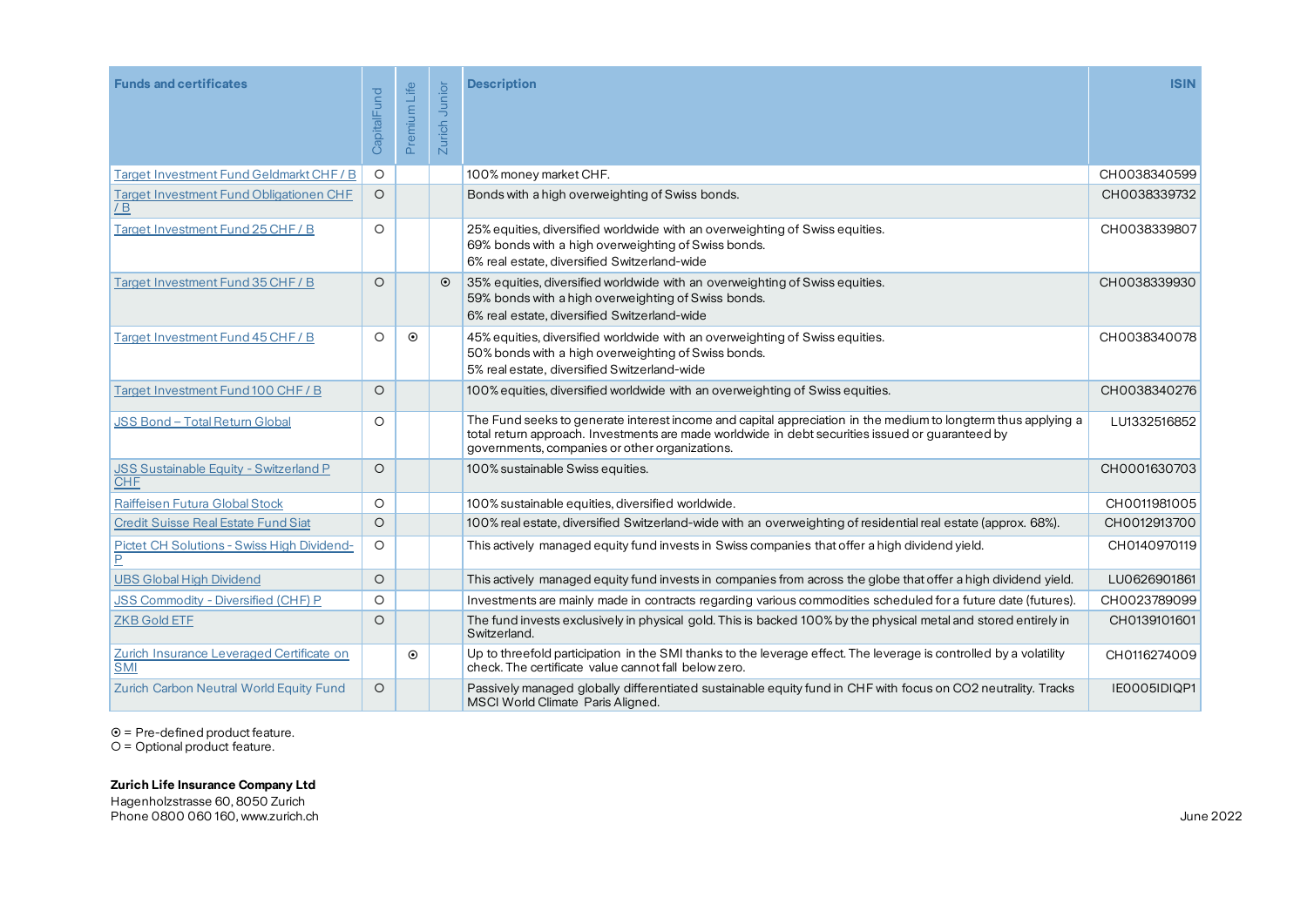| Funds and certificates | CapitalFund | Premium Life | Zurich Junior | Description | ISIN |
|---|---|---|---|---|---|
| Target Investment Fund Geldmarkt CHF / B | ○ | | | 100% money market CHF. | CH0038340599 |
| Target Investment Fund Obligationen CHF / B | ○ | | | Bonds with a high overweighting of Swiss bonds. | CH0038339732 |
| Target Investment Fund 25 CHF / B | ○ | | | 25% equities, diversified worldwide with an overweighting of Swiss equities.<br>69% bonds with a high overweighting of Swiss bonds.<br>6% real estate, diversified Switzerland-wide | CH0038339807 |
| Target Investment Fund 35 CHF / B | ○ | | ⦿ | 35% equities, diversified worldwide with an overweighting of Swiss equities.<br>59% bonds with a high overweighting of Swiss bonds.<br>6% real estate, diversified Switzerland-wide | CH0038339930 |
| Target Investment Fund 45 CHF / B | ○ | ⦿ | | 45% equities, diversified worldwide with an overweighting of Swiss equities.<br>50% bonds with a high overweighting of Swiss bonds.<br>5% real estate, diversified Switzerland-wide | CH0038340078 |
| Target Investment Fund 100 CHF / B | ○ | | | 100% equities, diversified worldwide with an overweighting of Swiss equities. | CH0038340276 |
| JSS Bond – Total Return Global | ○ | | | The Fund seeks to generate interest income and capital appreciation in the medium to longterm thus applying a total return approach. Investments are made worldwide in debt securities issued or guaranteed by governments, companies or other organizations. | LU1332516852 |
| JSS Sustainable Equity - Switzerland P CHF | ○ | | | 100% sustainable Swiss equities. | CH0001630703 |
| Raiffeisen Futura Global Stock | ○ | | | 100% sustainable equities, diversified worldwide. | CH0011981005 |
| Credit Suisse Real Estate Fund Siat | ○ | | | 100% real estate, diversified Switzerland-wide with an overweighting of residential real estate (approx. 68%). | CH0012913700 |
| Pictet CH Solutions - Swiss High Dividend-P | ○ | | | This actively managed equity fund invests in Swiss companies that offer a high dividend yield. | CH0140970119 |
| UBS Global High Dividend | ○ | | | This actively managed equity fund invests in companies from across the globe that offer a high dividend yield. | LU0626901861 |
| JSS Commodity - Diversified (CHF) P | ○ | | | Investments are mainly made in contracts regarding various commodities scheduled for a future date (futures). | CH0023789099 |
| ZKB Gold ETF | ○ | | | The fund invests exclusively in physical gold. This is backed 100% by the physical metal and stored entirely in Switzerland. | CH0139101601 |
| Zurich Insurance Leveraged Certificate on SMI | | ⦿ | | Up to threefold participation in the SMI thanks to the leverage effect. The leverage is controlled by a volatility check. The certificate value cannot fall below zero. | CH0116274009 |
| Zurich Carbon Neutral World Equity Fund | ○ | | | Passively managed globally differentiated sustainable equity fund in CHF with focus on $CO_2$ neutrality. Tracks MSCI World Climate Paris Aligned. | IE0005IDIQP1 |

⦿ = Pre-defined product feature.
○ = Optional product feature.

**Zurich Life Insurance Company Ltd**
Hagenholzstrasse 60, 8050 Zurich
Phone 0800 060 160, www.zurich.ch

June 2022